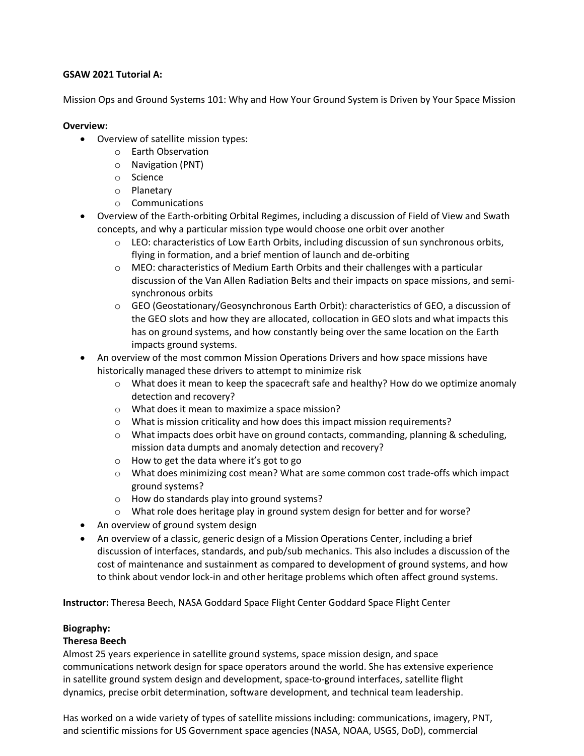**GSAW 2021 Tutorial A:**

Mission Ops and Ground Systems 101: Why and How Your Ground System is Driven by Your Space Mission

**Overview:**

- Overview of satellite mission types:
  - Earth Observation
  - Navigation (PNT)
  - Science
  - Planetary
  - Communications
- Overview of the Earth-orbiting Orbital Regimes, including a discussion of Field of View and Swath concepts, and why a particular mission type would choose one orbit over another
  - LEO: characteristics of Low Earth Orbits, including discussion of sun synchronous orbits, flying in formation, and a brief mention of launch and de-orbiting
  - MEO: characteristics of Medium Earth Orbits and their challenges with a particular discussion of the Van Allen Radiation Belts and their impacts on space missions, and semi-synchronous orbits
  - GEO (Geostationary/Geosynchronous Earth Orbit): characteristics of GEO, a discussion of the GEO slots and how they are allocated, collocation in GEO slots and what impacts this has on ground systems, and how constantly being over the same location on the Earth impacts ground systems.
- An overview of the most common Mission Operations Drivers and how space missions have historically managed these drivers to attempt to minimize risk
  - What does it mean to keep the spacecraft safe and healthy? How do we optimize anomaly detection and recovery?
  - What does it mean to maximize a space mission?
  - What is mission criticality and how does this impact mission requirements?
  - What impacts does orbit have on ground contacts, commanding, planning & scheduling, mission data dumpts and anomaly detection and recovery?
  - How to get the data where it's got to go
  - What does minimizing cost mean? What are some common cost trade-offs which impact ground systems?
  - How do standards play into ground systems?
  - What role does heritage play in ground system design for better and for worse?
- An overview of ground system design
- An overview of a classic, generic design of a Mission Operations Center, including a brief discussion of interfaces, standards, and pub/sub mechanics. This also includes a discussion of the cost of maintenance and sustainment as compared to development of ground systems, and how to think about vendor lock-in and other heritage problems which often affect ground systems.

**Instructor:** Theresa Beech, NASA Goddard Space Flight Center Goddard Space Flight Center

**Biography:**

**Theresa Beech**

Almost 25 years experience in satellite ground systems, space mission design, and space communications network design for space operators around the world. She has extensive experience in satellite ground system design and development, space-to-ground interfaces, satellite flight dynamics, precise orbit determination, software development, and technical team leadership.

Has worked on a wide variety of types of satellite missions including: communications, imagery, PNT, and scientific missions for US Government space agencies (NASA, NOAA, USGS, DoD), commercial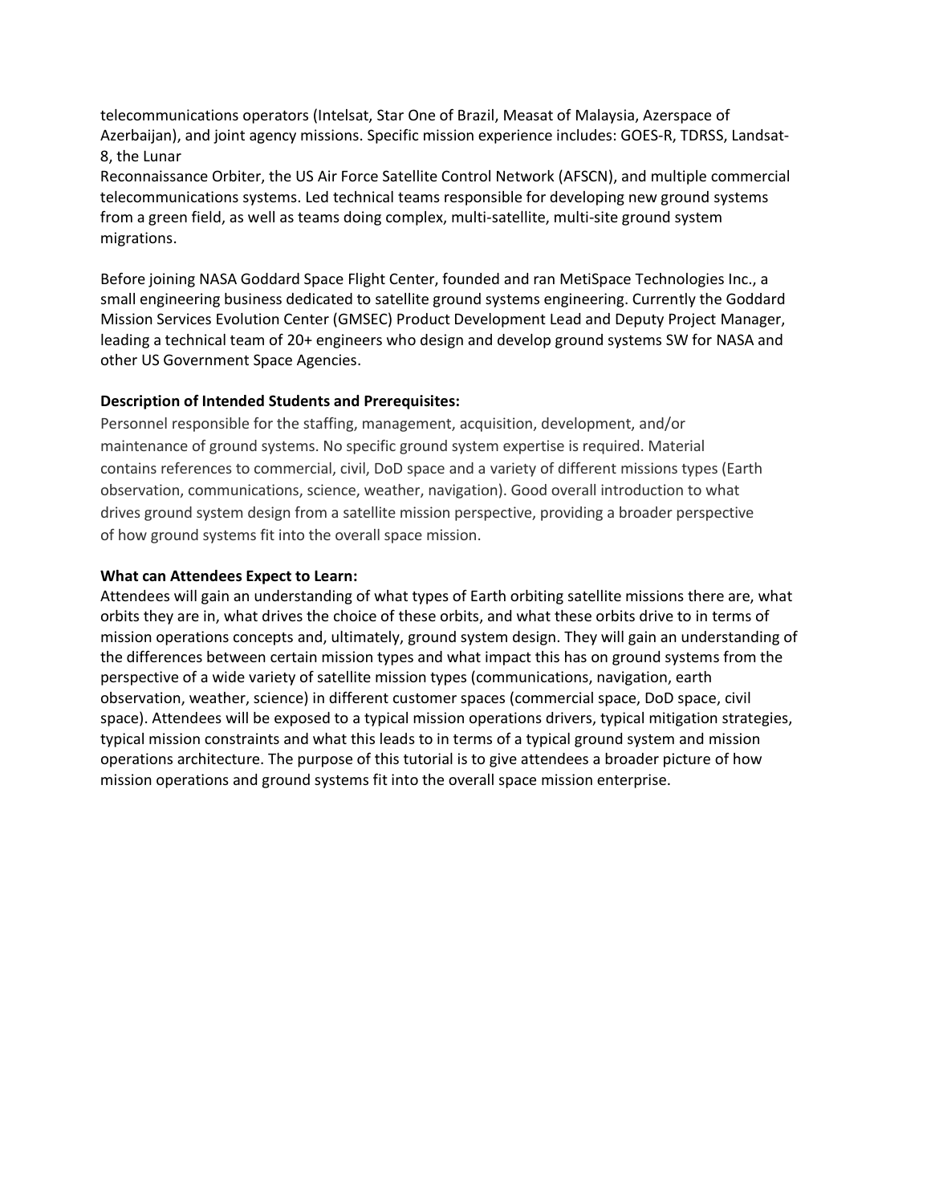telecommunications operators (Intelsat, Star One of Brazil, Measat of Malaysia, Azerspace of Azerbaijan), and joint agency missions. Specific mission experience includes: GOES-R, TDRSS, Landsat-8, the Lunar
Reconnaissance Orbiter, the US Air Force Satellite Control Network (AFSCN), and multiple commercial telecommunications systems. Led technical teams responsible for developing new ground systems from a green field, as well as teams doing complex, multi-satellite, multi-site ground system migrations.

Before joining NASA Goddard Space Flight Center, founded and ran MetiSpace Technologies Inc., a small engineering business dedicated to satellite ground systems engineering. Currently the Goddard Mission Services Evolution Center (GMSEC) Product Development Lead and Deputy Project Manager, leading a technical team of 20+ engineers who design and develop ground systems SW for NASA and other US Government Space Agencies.

**Description of Intended Students and Prerequisites:**

Personnel responsible for the staffing, management, acquisition, development, and/or maintenance of ground systems. No specific ground system expertise is required. Material contains references to commercial, civil, DoD space and a variety of different missions types (Earth observation, communications, science, weather, navigation). Good overall introduction to what drives ground system design from a satellite mission perspective, providing a broader perspective of how ground systems fit into the overall space mission.

**What can Attendees Expect to Learn:**

Attendees will gain an understanding of what types of Earth orbiting satellite missions there are, what orbits they are in, what drives the choice of these orbits, and what these orbits drive to in terms of mission operations concepts and, ultimately, ground system design. They will gain an understanding of the differences between certain mission types and what impact this has on ground systems from the perspective of a wide variety of satellite mission types (communications, navigation, earth observation, weather, science) in different customer spaces (commercial space, DoD space, civil space). Attendees will be exposed to a typical mission operations drivers, typical mitigation strategies, typical mission constraints and what this leads to in terms of a typical ground system and mission operations architecture. The purpose of this tutorial is to give attendees a broader picture of how mission operations and ground systems fit into the overall space mission enterprise.